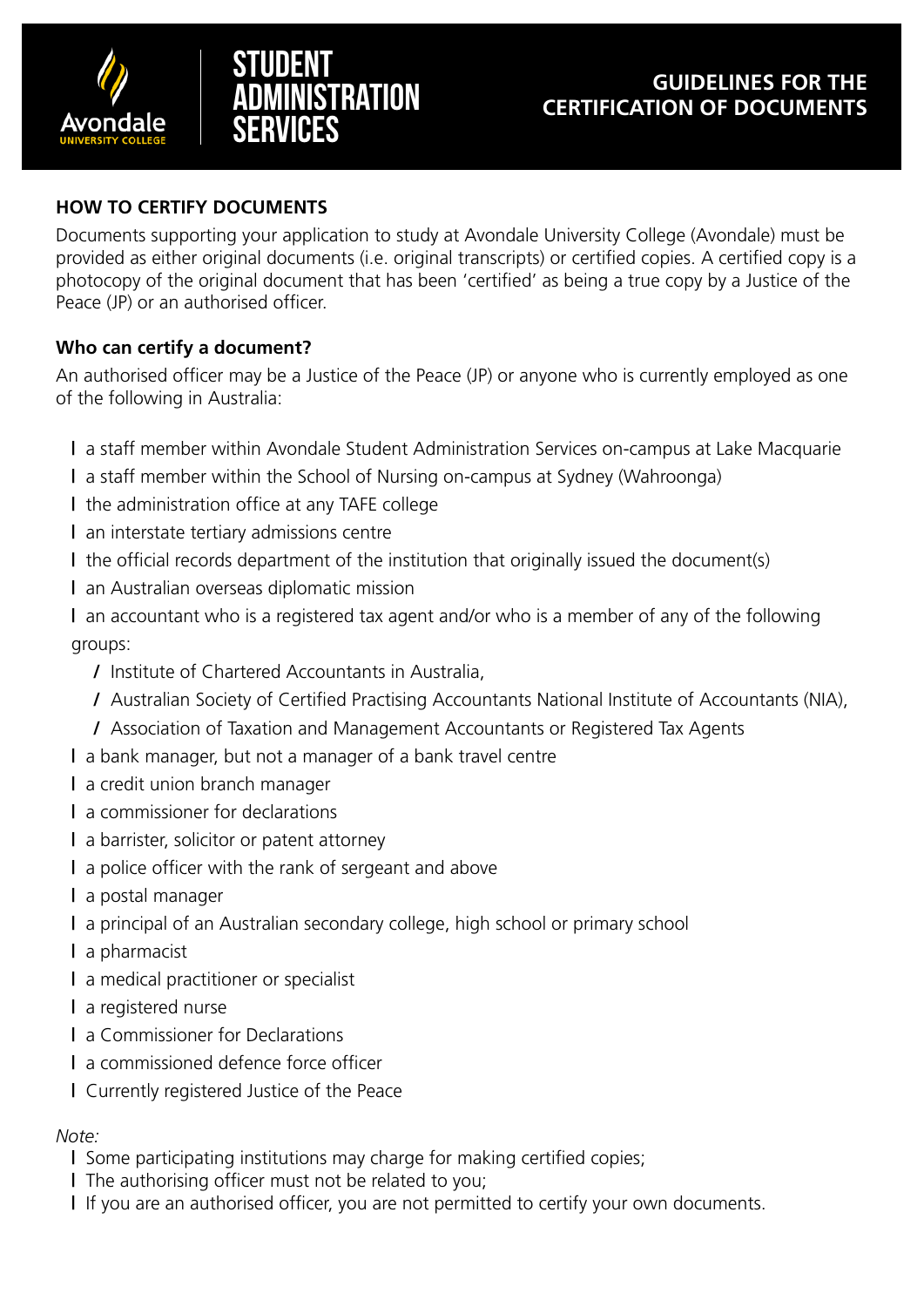Avondale UNIVERSITY COLLEGE

# STUDENT ADMINISTRATION SERVICES

# GUIDELINES FOR THE CERTIFICATION OF DOCUMENTS

## HOW TO CERTIFY DOCUMENTS

Documents supporting your application to study at Avondale University College (Avondale) must be provided as either original documents (i.e. original transcripts) or certified copies. A certified copy is a photocopy of the original document that has been 'certified' as being a true copy by a Justice of the Peace (JP) or an authorised officer.

### Who can certify a document?

An authorised officer may be a Justice of the Peace (JP) or anyone who is currently employed as one of the following in Australia:

- a staff member within Avondale Student Administration Services on-campus at Lake Macquarie
- a staff member within the School of Nursing on-campus at Sydney (Wahroonga)
- the administration office at any TAFE college
- an interstate tertiary admissions centre
- the official records department of the institution that originally issued the document(s)
- an Australian overseas diplomatic mission
- an accountant who is a registered tax agent and/or who is a member of any of the following groups:
  - Institute of Chartered Accountants in Australia,
  - Australian Society of Certified Practising Accountants National Institute of Accountants (NIA),
  - Association of Taxation and Management Accountants or Registered Tax Agents
- a bank manager, but not a manager of a bank travel centre
- a credit union branch manager
- a commissioner for declarations
- a barrister, solicitor or patent attorney
- a police officer with the rank of sergeant and above
- a postal manager
- a principal of an Australian secondary college, high school or primary school
- a pharmacist
- a medical practitioner or specialist
- a registered nurse
- a Commissioner for Declarations
- a commissioned defence force officer
- Currently registered Justice of the Peace

*Note:*

- Some participating institutions may charge for making certified copies;
- The authorising officer must not be related to you;
- If you are an authorised officer, you are not permitted to certify your own documents.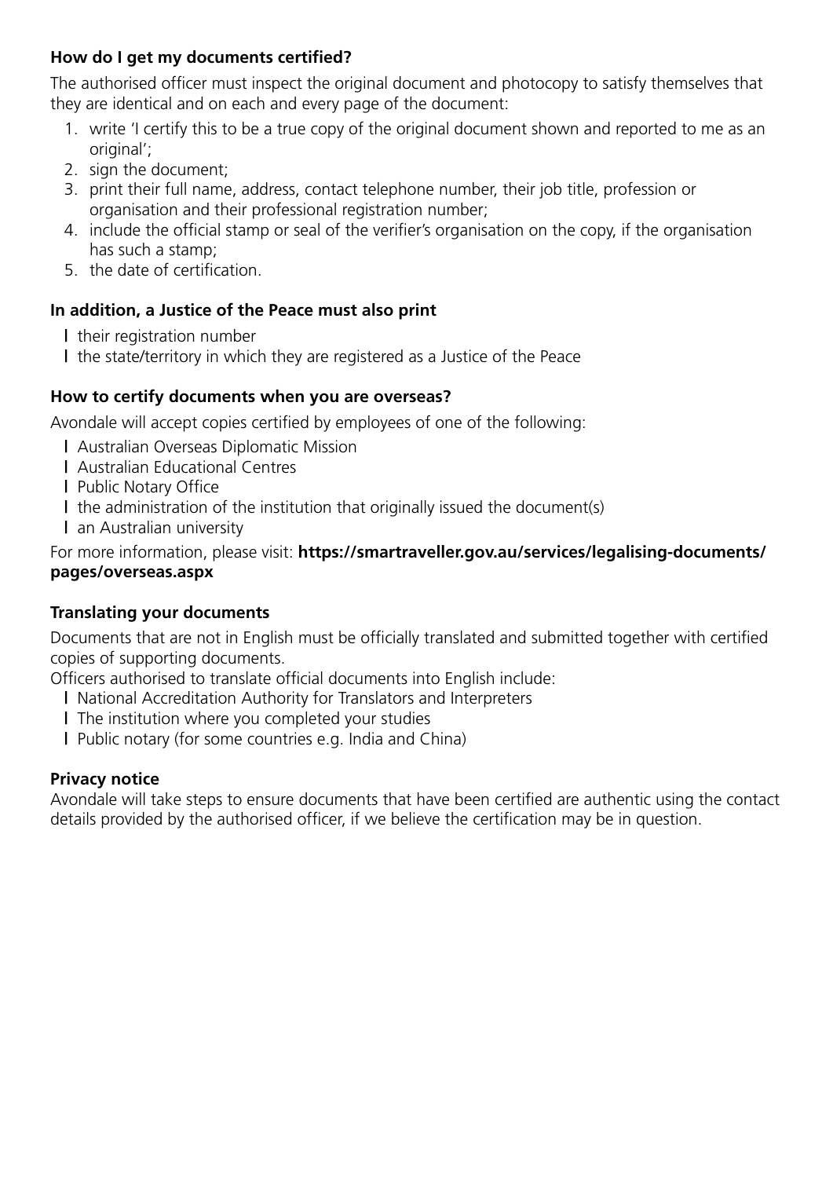### How do I get my documents certified?

The authorised officer must inspect the original document and photocopy to satisfy themselves that they are identical and on each and every page of the document:

1. write 'I certify this to be a true copy of the original document shown and reported to me as an original';
2. sign the document;
3. print their full name, address, contact telephone number, their job title, profession or organisation and their professional registration number;
4. include the official stamp or seal of the verifier's organisation on the copy, if the organisation has such a stamp;
5. the date of certification.

### In addition, a Justice of the Peace must also print

- their registration number
- the state/territory in which they are registered as a Justice of the Peace

### How to certify documents when you are overseas?

Avondale will accept copies certified by employees of one of the following:

- Australian Overseas Diplomatic Mission
- Australian Educational Centres
- Public Notary Office
- the administration of the institution that originally issued the document(s)
- an Australian university

For more information, please visit: **https://smartraveller.gov.au/services/legalising-documents/pages/overseas.aspx**

### Translating your documents

Documents that are not in English must be officially translated and submitted together with certified copies of supporting documents.

Officers authorised to translate official documents into English include:

- National Accreditation Authority for Translators and Interpreters
- The institution where you completed your studies
- Public notary (for some countries e.g. India and China)

### Privacy notice

Avondale will take steps to ensure documents that have been certified are authentic using the contact details provided by the authorised officer, if we believe the certification may be in question.